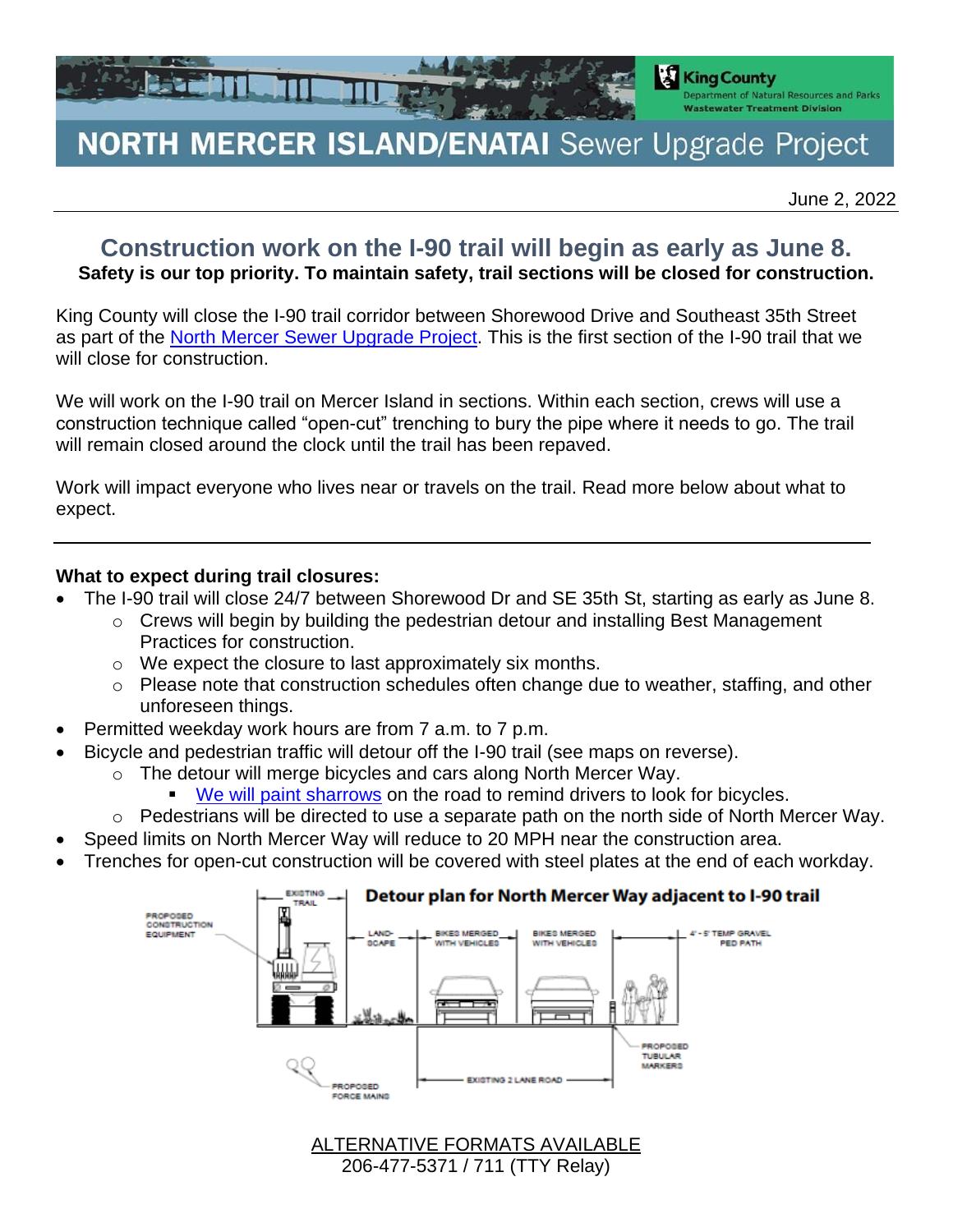# NORTH MERCER ISLAND/ENATAI Sewer Upgrade Project

King County
Department of Natural Resources and Parks
Wastewater Treatment Division

June 2, 2022

## Construction work on the I-90 trail will begin as early as June 8.

**Safety is our top priority. To maintain safety, trail sections will be closed for construction.**

King County will close the I-90 trail corridor between Shorewood Drive and Southeast 35th Street as part of the North Mercer Sewer Upgrade Project. This is the first section of the I-90 trail that we will close for construction.

We will work on the I-90 trail on Mercer Island in sections. Within each section, crews will use a construction technique called "open-cut" trenching to bury the pipe where it needs to go. The trail will remain closed around the clock until the trail has been repaved.

Work will impact everyone who lives near or travels on the trail. Read more below about what to expect.

---

**What to expect during trail closures:**

- The I-90 trail will close 24/7 between Shorewood Dr and SE 35th St, starting as early as June 8.
  - Crews will begin by building the pedestrian detour and installing Best Management Practices for construction.
  - We expect the closure to last approximately six months.
  - Please note that construction schedules often change due to weather, staffing, and other unforeseen things.
- Permitted weekday work hours are from 7 a.m. to 7 p.m.
- Bicycle and pedestrian traffic will detour off the I-90 trail (see maps on reverse).
  - The detour will merge bicycles and cars along North Mercer Way.
    - We will paint sharrows on the road to remind drivers to look for bicycles.
  - Pedestrians will be directed to use a separate path on the north side of North Mercer Way.
- Speed limits on North Mercer Way will reduce to 20 MPH near the construction area.
- Trenches for open-cut construction will be covered with steel plates at the end of each workday.

**Detour plan for North Mercer Way adjacent to I-90 trail**

EXISTING TRAIL | PROPOSED CONSTRUCTION EQUIPMENT | LANDSCAPE | BIKES MERGED WITH VEHICLES | BIKES MERGED WITH VEHICLES | 4'-5' TEMP GRAVEL PED PATH | PROPOSED TUBULAR MARKERS | EXISTING 2 LANE ROAD | PROPOSED FORCE MAINS

ALTERNATIVE FORMATS AVAILABLE
206-477-5371 / 711 (TTY Relay)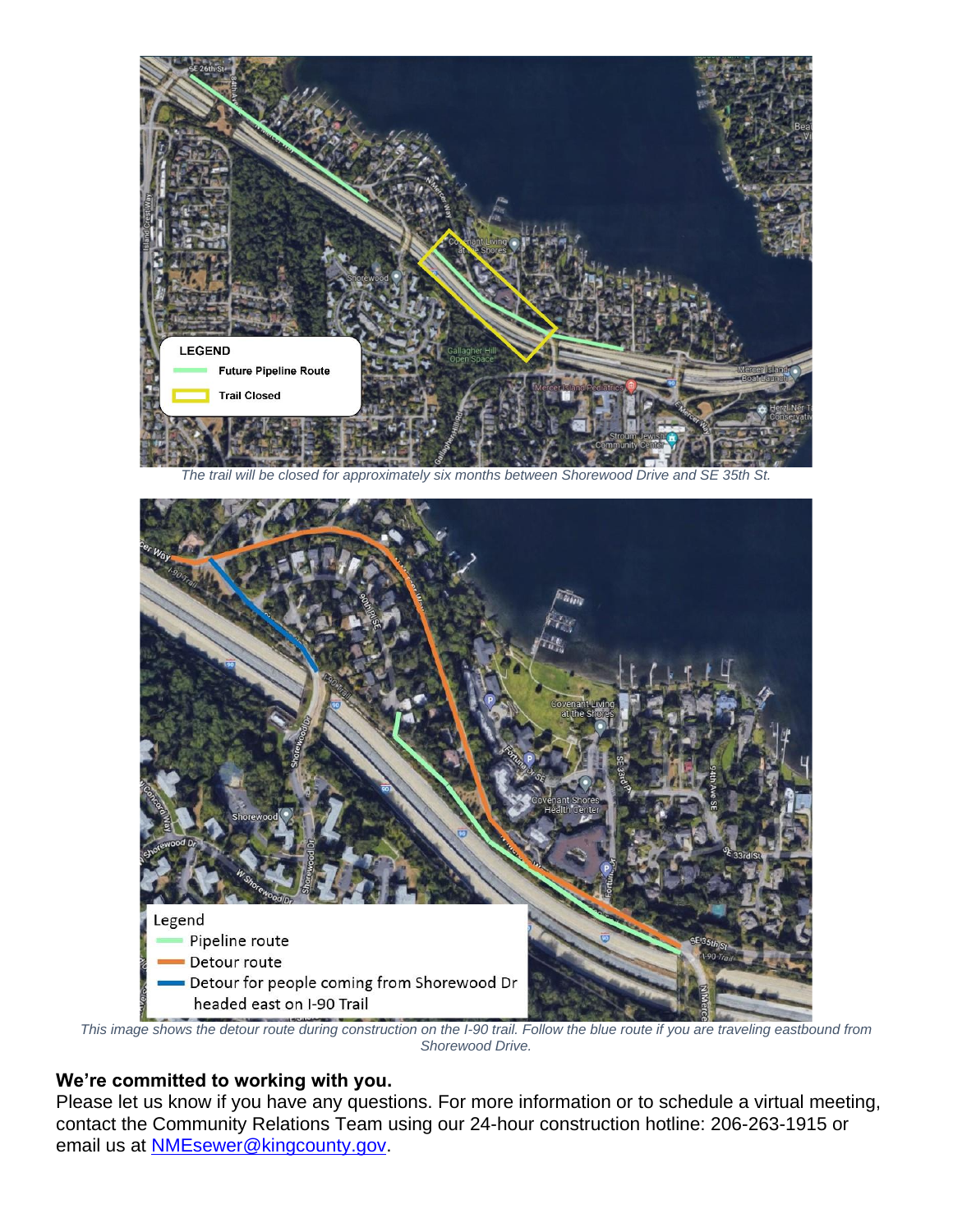*The trail will be closed for approximately six months between Shorewood Drive and SE 35th St.*

*This image shows the detour route during construction on the I-90 trail. Follow the blue route if you are traveling eastbound from Shorewood Drive.*

**We're committed to working with you.**

Please let us know if you have any questions. For more information or to schedule a virtual meeting, contact the Community Relations Team using our 24-hour construction hotline: 206-263-1915 or email us at NMEsewer@kingcounty.gov.